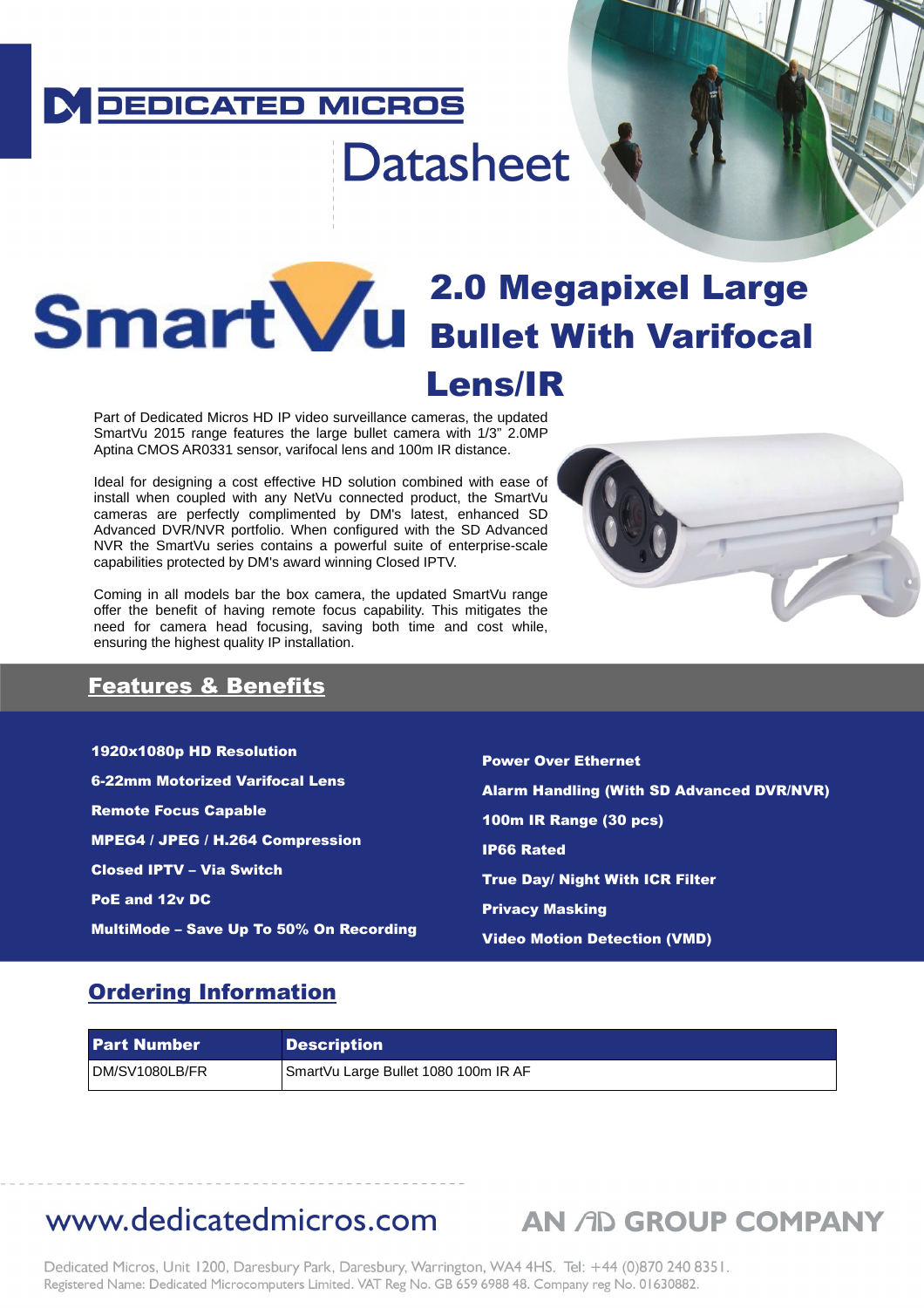DEDICATED MICROS

# Datasheet

SmartVu

# 2.0 Megapixel Large Bullet With Varifocal Lens/IR

Part of Dedicated Micros HD IP video surveillance cameras, the updated SmartVu 2015 range features the large bullet camera with 1/3" 2.0MP Aptina CMOS AR0331 sensor, varifocal lens and 100m IR distance.

Ideal for designing a cost effective HD solution combined with ease of install when coupled with any NetVu connected product, the SmartVu cameras are perfectly complimented by DM's latest, enhanced SD Advanced DVR/NVR portfolio. When configured with the SD Advanced NVR the SmartVu series contains a powerful suite of enterprise-scale capabilities protected by DM's award winning Closed IPTV.

Coming in all models bar the box camera, the updated SmartVu range offer the benefit of having remote focus capability. This mitigates the need for camera head focusing, saving both time and cost while, ensuring the highest quality IP installation.

## Features & Benefits

- **1920x1080p HD Resolution**
- **6-22mm Motorized Varifocal Lens**
- **Remote Focus Capable**
- **MPEG4 / JPEG / H.264 Compression**
- **Closed IPTV – Via Switch**
- **PoE and 12v DC**
- **MultiMode – Save Up To 50% On Recording**
- **Power Over Ethernet**
- **Alarm Handling (With SD Advanced DVR/NVR)**
- **100m IR Range (30 pcs)**
- **IP66 Rated**
- **True Day/ Night With ICR Filter**
- **Privacy Masking**
- **Video Motion Detection (VMD)**

## Ordering Information

| Part Number | Description |
|---|---|
| DM/SV1080LB/FR | SmartVu Large Bullet 1080 100m IR AF |

www.dedicatedmicros.com

AN AD GROUP COMPANY

Dedicated Micros, Unit 1200, Daresbury Park, Daresbury, Warrington, WA4 4HS. Tel: +44 (0)870 240 8351.
Registered Name: Dedicated Microcomputers Limited. VAT Reg No. GB 659 6988 48. Company reg No. 01630882.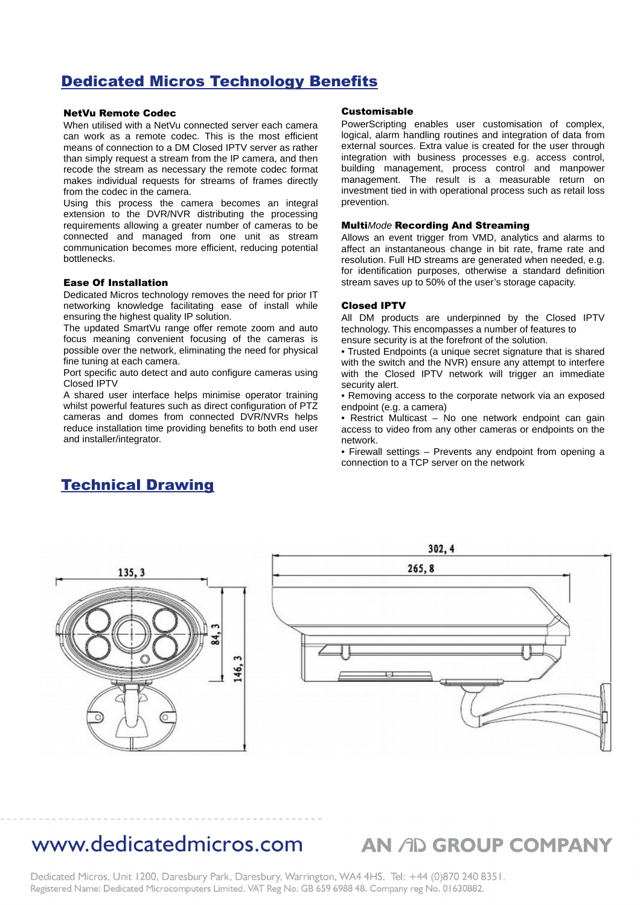# Dedicated Micros Technology Benefits

### NetVu Remote Codec

When utilised with a NetVu connected server each camera can work as a remote codec. This is the most efficient means of connection to a DM Closed IPTV server as rather than simply request a stream from the IP camera, and then recode the stream as necessary the remote codec format makes individual requests for streams of frames directly from the codec in the camera.

Using this process the camera becomes an integral extension to the DVR/NVR distributing the processing requirements allowing a greater number of cameras to be connected and managed from one unit as stream communication becomes more efficient, reducing potential bottlenecks.

### Ease Of Installation

Dedicated Micros technology removes the need for prior IT networking knowledge facilitating ease of install while ensuring the highest quality IP solution.

The updated SmartVu range offer remote zoom and auto focus meaning convenient focusing of the cameras is possible over the network, eliminating the need for physical fine tuning at each camera.

Port specific auto detect and auto configure cameras using Closed IPTV

A shared user interface helps minimise operator training whilst powerful features such as direct configuration of PTZ cameras and domes from connected DVR/NVRs helps reduce installation time providing benefits to both end user and installer/integrator.

### Customisable

PowerScripting enables user customisation of complex, logical, alarm handling routines and integration of data from external sources. Extra value is created for the user through integration with business processes e.g. access control, building management, process control and manpower management. The result is a measurable return on investment tied in with operational process such as retail loss prevention.

### Multi*Mode* Recording And Streaming

Allows an event trigger from VMD, analytics and alarms to affect an instantaneous change in bit rate, frame rate and resolution. Full HD streams are generated when needed, e.g. for identification purposes, otherwise a standard definition stream saves up to 50% of the user's storage capacity.

### Closed IPTV

All DM products are underpinned by the Closed IPTV technology. This encompasses a number of features to ensure security is at the forefront of the solution.

- Trusted Endpoints (a unique secret signature that is shared with the switch and the NVR) ensure any attempt to interfere with the Closed IPTV network will trigger an immediate security alert.
- Removing access to the corporate network via an exposed endpoint (e.g. a camera)
- Restrict Multicast – No one network endpoint can gain access to video from any other cameras or endpoints on the network.
- Firewall settings – Prevents any endpoint from opening a connection to a TCP server on the network

# Technical Drawing

135, 3 — 84, 3 — 146, 3 — 302, 4 — 265, 8

www.dedicatedmicros.com

AN AD GROUP COMPANY

Dedicated Micros, Unit 1200, Daresbury Park, Daresbury, Warrington, WA4 4HS. Tel: +44 (0)870 240 8351.
Registered Name: Dedicated Microcomputers Limited. VAT Reg No. GB 659 6988 48. Company reg No. 01630882.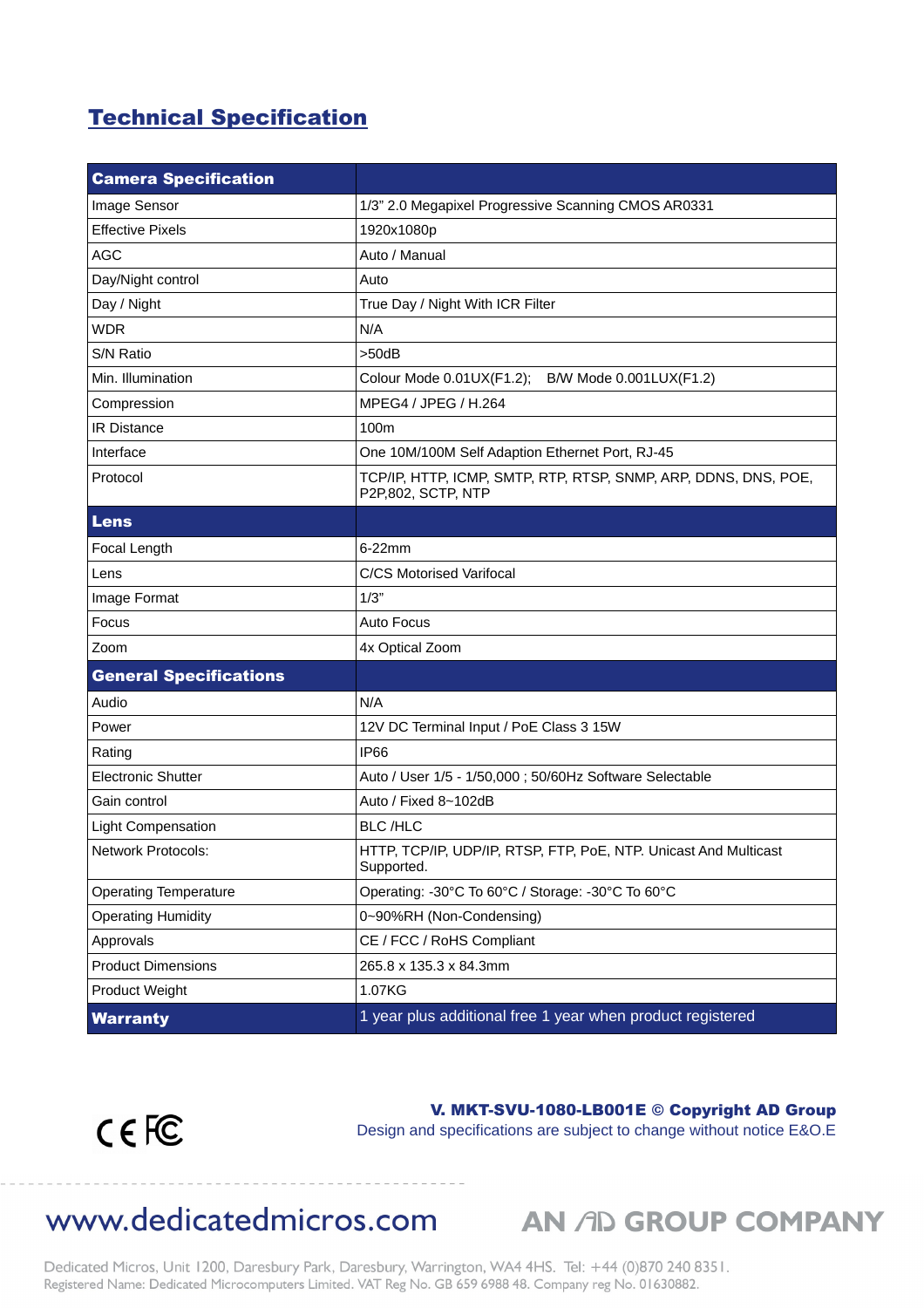## Technical Specification

| Camera Specification | |
|---|---|
| Image Sensor | 1/3" 2.0 Megapixel Progressive Scanning CMOS AR0331 |
| Effective Pixels | 1920x1080p |
| AGC | Auto / Manual |
| Day/Night control | Auto |
| Day / Night | True Day / Night With ICR Filter |
| WDR | N/A |
| S/N Ratio | >50dB |
| Min. Illumination | Colour Mode 0.01UX(F1.2); B/W Mode 0.001LUX(F1.2) |
| Compression | MPEG4 / JPEG / H.264 |
| IR Distance | 100m |
| Interface | One 10M/100M Self Adaption Ethernet Port, RJ-45 |
| Protocol | TCP/IP, HTTP, ICMP, SMTP, RTP, RTSP, SNMP, ARP, DDNS, DNS, POE, P2P,802, SCTP, NTP |
| **Lens** | |
| Focal Length | 6-22mm |
| Lens | C/CS Motorised Varifocal |
| Image Format | 1/3" |
| Focus | Auto Focus |
| Zoom | 4x Optical Zoom |
| **General Specifications** | |
| Audio | N/A |
| Power | 12V DC Terminal Input / PoE Class 3 15W |
| Rating | IP66 |
| Electronic Shutter | Auto / User 1/5 - 1/50,000 ; 50/60Hz Software Selectable |
| Gain control | Auto / Fixed 8~102dB |
| Light Compensation | BLC /HLC |
| Network Protocols: | HTTP, TCP/IP, UDP/IP, RTSP, FTP, PoE, NTP. Unicast And Multicast Supported. |
| Operating Temperature | Operating: -30°C To 60°C / Storage: -30°C To 60°C |
| Operating Humidity | 0~90%RH (Non-Condensing) |
| Approvals | CE / FCC / RoHS Compliant |
| Product Dimensions | 265.8 x 135.3 x 84.3mm |
| Product Weight | 1.07KG |
| **Warranty** | 1 year plus additional free 1 year when product registered |

CE FC

**V. MKT-SVU-1080-LB001E © Copyright AD Group**

Design and specifications are subject to change without notice E&O.E

www.dedicatedmicros.com

AN AD GROUP COMPANY

Dedicated Micros, Unit 1200, Daresbury Park, Daresbury, Warrington, WA4 4HS. Tel: +44 (0)870 240 8351.
Registered Name: Dedicated Microcomputers Limited. VAT Reg No. GB 659 6988 48. Company reg No. 01630882.